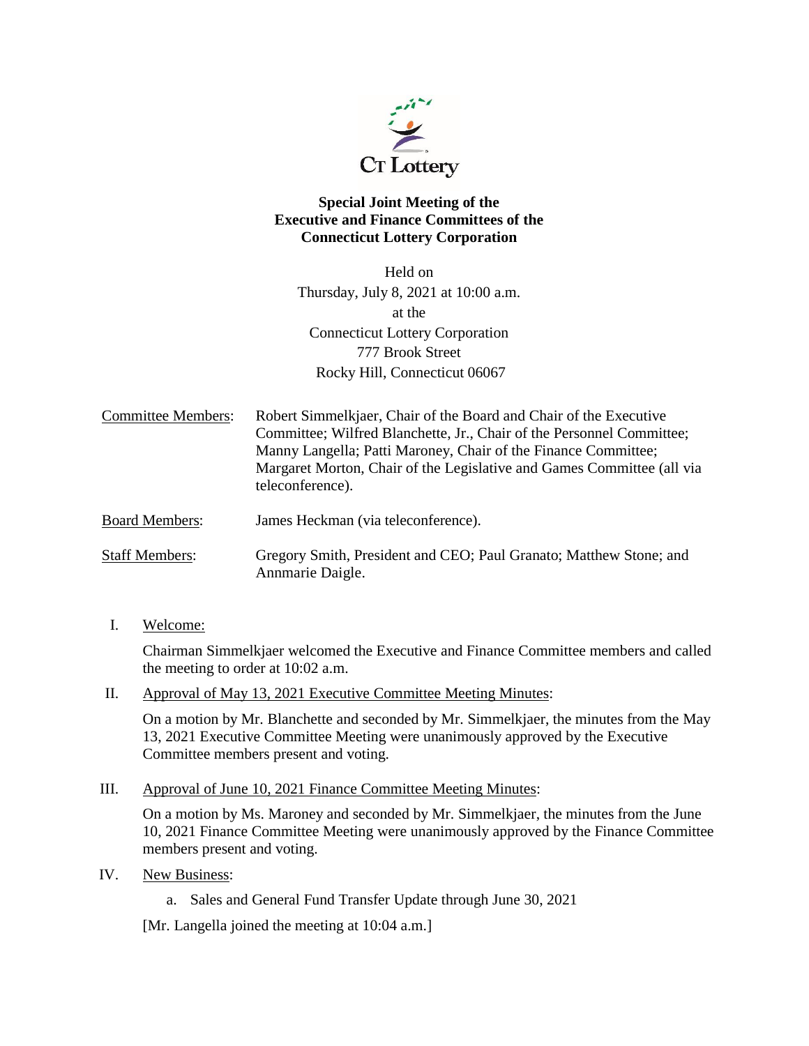CT Lottery

**Special Joint Meeting of the
Executive and Finance Committees of the
Connecticut Lottery Corporation**

Held on
Thursday, July 8, 2021 at 10:00 a.m.
at the
Connecticut Lottery Corporation
777 Brook Street
Rocky Hill, Connecticut 06067

Committee Members: Robert Simmelkjaer, Chair of the Board and Chair of the Executive Committee; Wilfred Blanchette, Jr., Chair of the Personnel Committee; Manny Langella; Patti Maroney, Chair of the Finance Committee; Margaret Morton, Chair of the Legislative and Games Committee (all via teleconference).

Board Members: James Heckman (via teleconference).

Staff Members: Gregory Smith, President and CEO; Paul Granato; Matthew Stone; and Annmarie Daigle.

I. Welcome:

Chairman Simmelkjaer welcomed the Executive and Finance Committee members and called the meeting to order at 10:02 a.m.

II. Approval of May 13, 2021 Executive Committee Meeting Minutes:

On a motion by Mr. Blanchette and seconded by Mr. Simmelkjaer, the minutes from the May 13, 2021 Executive Committee Meeting were unanimously approved by the Executive Committee members present and voting.

III. Approval of June 10, 2021 Finance Committee Meeting Minutes:

On a motion by Ms. Maroney and seconded by Mr. Simmelkjaer, the minutes from the June 10, 2021 Finance Committee Meeting were unanimously approved by the Finance Committee members present and voting.

IV. New Business:

a. Sales and General Fund Transfer Update through June 30, 2021

[Mr. Langella joined the meeting at 10:04 a.m.]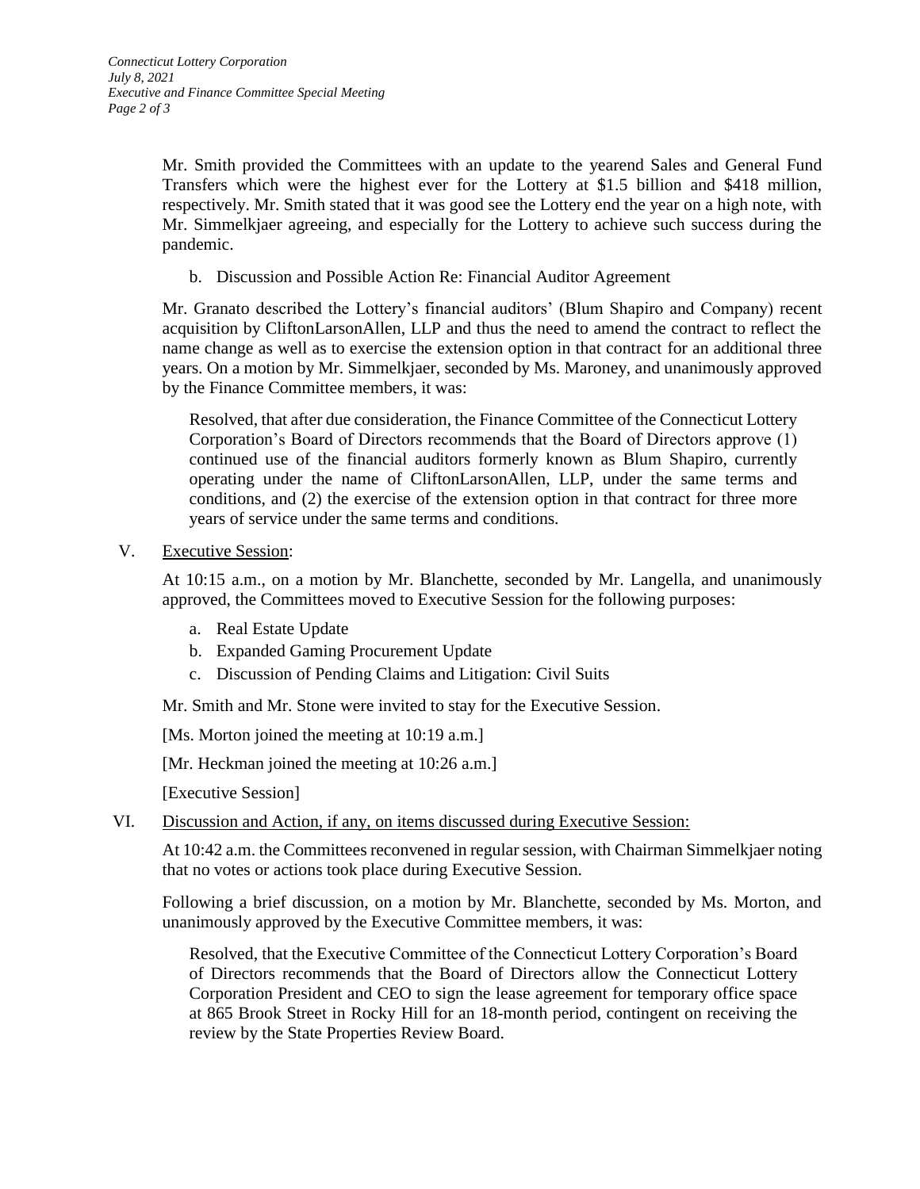Mr. Smith provided the Committees with an update to the yearend Sales and General Fund Transfers which were the highest ever for the Lottery at $1.5 billion and $418 million, respectively. Mr. Smith stated that it was good see the Lottery end the year on a high note, with Mr. Simmelkjaer agreeing, and especially for the Lottery to achieve such success during the pandemic.

b. Discussion and Possible Action Re: Financial Auditor Agreement

Mr. Granato described the Lottery's financial auditors' (Blum Shapiro and Company) recent acquisition by CliftonLarsonAllen, LLP and thus the need to amend the contract to reflect the name change as well as to exercise the extension option in that contract for an additional three years. On a motion by Mr. Simmelkjaer, seconded by Ms. Maroney, and unanimously approved by the Finance Committee members, it was:

> Resolved, that after due consideration, the Finance Committee of the Connecticut Lottery Corporation's Board of Directors recommends that the Board of Directors approve (1) continued use of the financial auditors formerly known as Blum Shapiro, currently operating under the name of CliftonLarsonAllen, LLP, under the same terms and conditions, and (2) the exercise of the extension option in that contract for three more years of service under the same terms and conditions.

V. Executive Session:

At 10:15 a.m., on a motion by Mr. Blanchette, seconded by Mr. Langella, and unanimously approved, the Committees moved to Executive Session for the following purposes:

a. Real Estate Update
b. Expanded Gaming Procurement Update
c. Discussion of Pending Claims and Litigation: Civil Suits

Mr. Smith and Mr. Stone were invited to stay for the Executive Session.

[Ms. Morton joined the meeting at 10:19 a.m.]

[Mr. Heckman joined the meeting at 10:26 a.m.]

[Executive Session]

VI. Discussion and Action, if any, on items discussed during Executive Session:

At 10:42 a.m. the Committees reconvened in regular session, with Chairman Simmelkjaer noting that no votes or actions took place during Executive Session.

Following a brief discussion, on a motion by Mr. Blanchette, seconded by Ms. Morton, and unanimously approved by the Executive Committee members, it was:

> Resolved, that the Executive Committee of the Connecticut Lottery Corporation's Board of Directors recommends that the Board of Directors allow the Connecticut Lottery Corporation President and CEO to sign the lease agreement for temporary office space at 865 Brook Street in Rocky Hill for an 18-month period, contingent on receiving the review by the State Properties Review Board.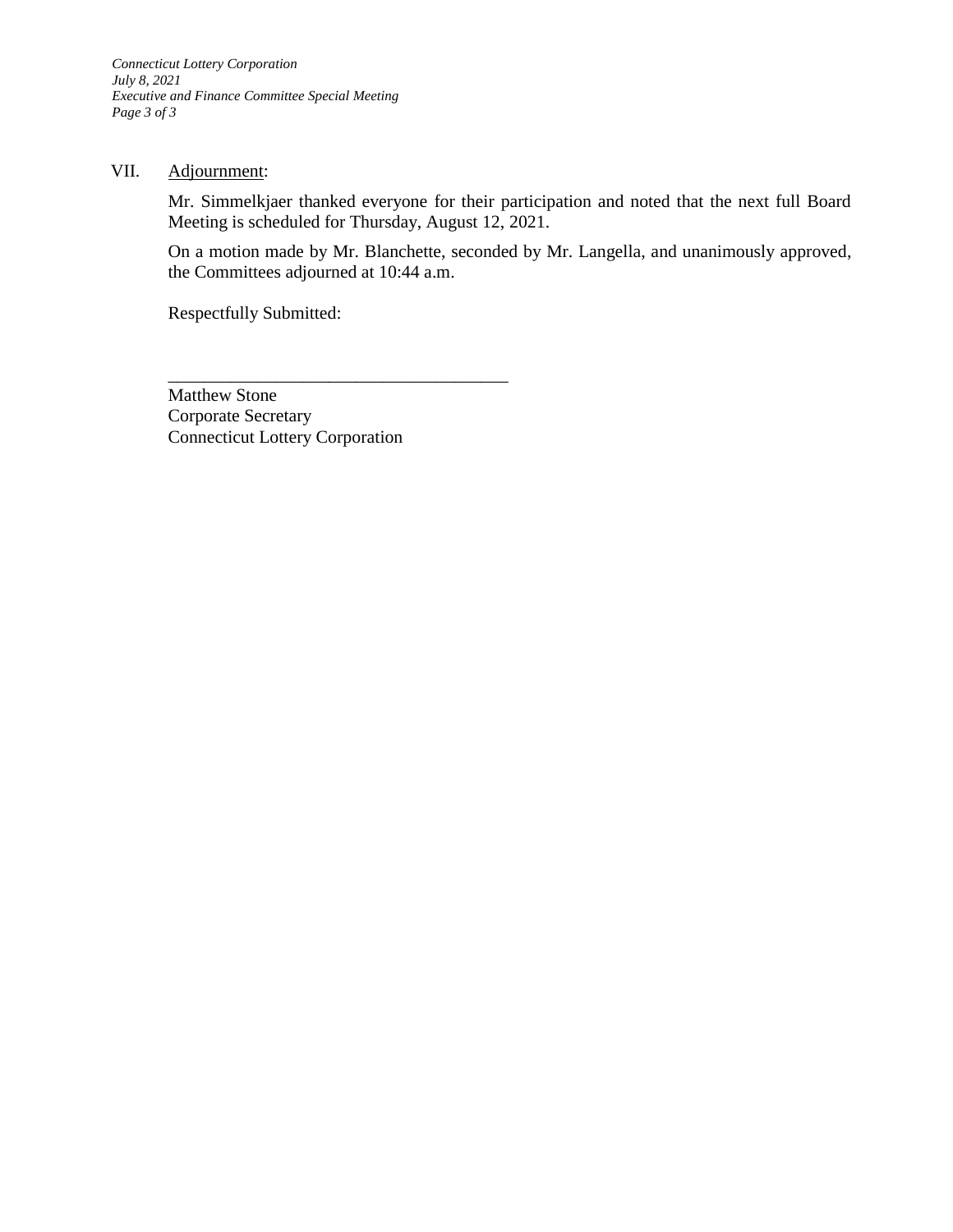VII. Adjournment:

Mr. Simmelkjaer thanked everyone for their participation and noted that the next full Board Meeting is scheduled for Thursday, August 12, 2021.

On a motion made by Mr. Blanchette, seconded by Mr. Langella, and unanimously approved, the Committees adjourned at 10:44 a.m.

Respectfully Submitted:

\_\_\_\_\_\_\_\_\_\_\_\_\_\_\_\_\_\_\_\_\_\_\_\_\_\_\_\_\_\_\_\_\_\_\_\_\_\_

Matthew Stone
Corporate Secretary
Connecticut Lottery Corporation